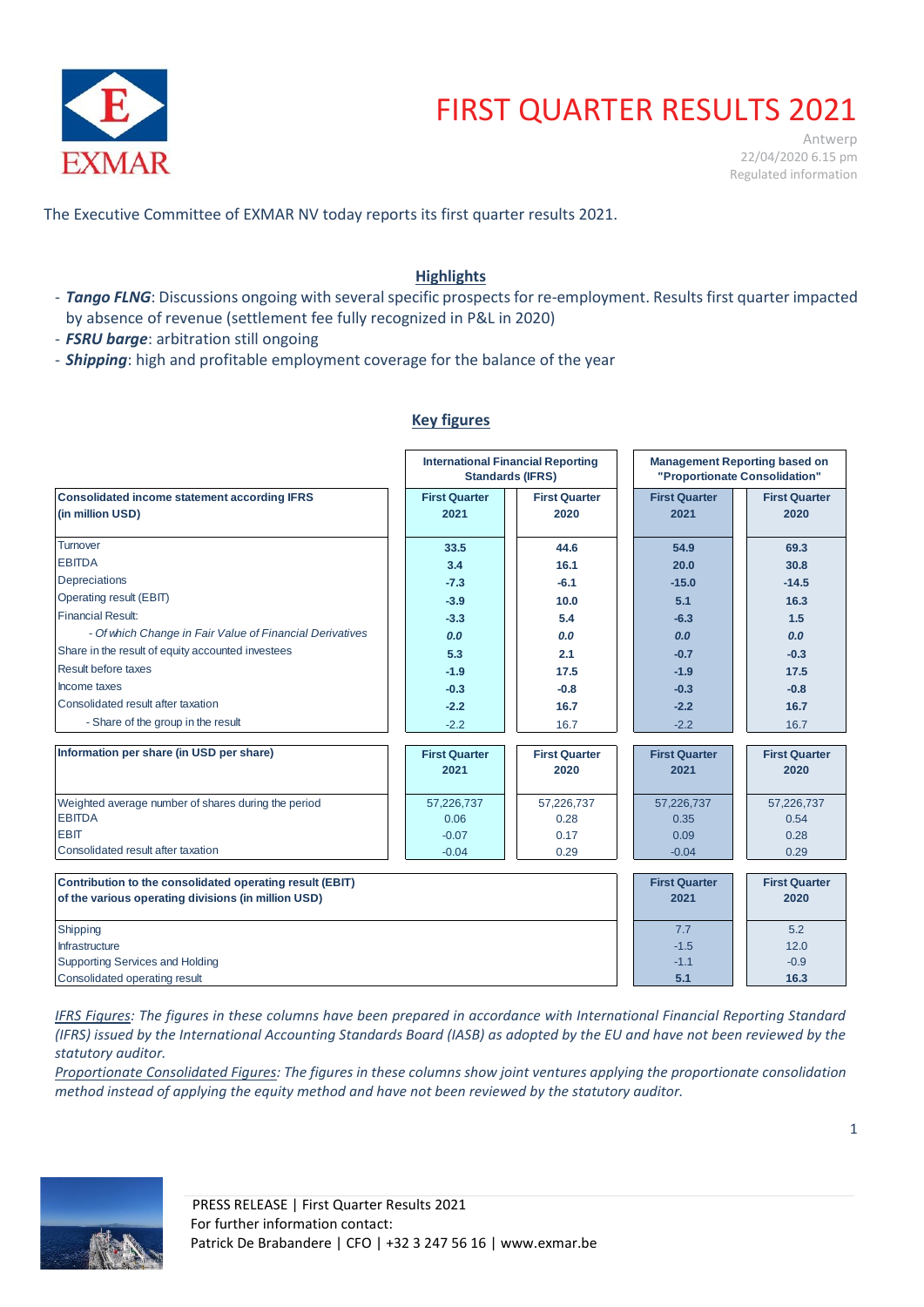# FIRST QUARTER RESULTS 2021

Antwerp
22/04/2020 6.15 pm
Regulated information

The Executive Committee of EXMAR NV today reports its first quarter results 2021.

## Highlights

- ***Tango FLNG***: Discussions ongoing with several specific prospects for re-employment. Results first quarter impacted by absence of revenue (settlement fee fully recognized in P&L in 2020)
- ***FSRU barge***: arbitration still ongoing
- ***Shipping***: high and profitable employment coverage for the balance of the year

## Key figures

| | International Financial Reporting Standards (IFRS) | | Management Reporting based on "Proportionate Consolidation" | |
|---|---|---|---|---|
| **Consolidated income statement according IFRS (in million USD)** | **First Quarter 2021** | **First Quarter 2020** | **First Quarter 2021** | **First Quarter 2020** |
| Turnover | **33.5** | **44.6** | **54.9** | **69.3** |
| EBITDA | **3.4** | **16.1** | **20.0** | **30.8** |
| Depreciations | **-7.3** | **-6.1** | **-15.0** | **-14.5** |
| Operating result (EBIT) | **-3.9** | **10.0** | **5.1** | **16.3** |
| Financial Result: | **-3.3** | **5.4** | **-6.3** | **1.5** |
| *- Of which Change in Fair Value of Financial Derivatives* | ***0.0*** | ***0.0*** | ***0.0*** | ***0.0*** |
| Share in the result of equity accounted investees | **5.3** | **2.1** | **-0.7** | **-0.3** |
| Result before taxes | **-1.9** | **17.5** | **-1.9** | **17.5** |
| Income taxes | **-0.3** | **-0.8** | **-0.3** | **-0.8** |
| Consolidated result after taxation | **-2.2** | **16.7** | **-2.2** | **16.7** |
| - Share of the group in the result | -2.2 | 16.7 | -2.2 | 16.7 |

| **Information per share (in USD per share)** | **First Quarter 2021** | **First Quarter 2020** | **First Quarter 2021** | **First Quarter 2020** |
|---|---|---|---|---|
| Weighted average number of shares during the period | 57,226,737 | 57,226,737 | 57,226,737 | 57,226,737 |
| EBITDA | 0.06 | 0.28 | 0.35 | 0.54 |
| EBIT | -0.07 | 0.17 | 0.09 | 0.28 |
| Consolidated result after taxation | -0.04 | 0.29 | -0.04 | 0.29 |

| **Contribution to the consolidated operating result (EBIT) of the various operating divisions (in million USD)** | **First Quarter 2021** | **First Quarter 2020** |
|---|---|---|
| Shipping | 7.7 | 5.2 |
| Infrastructure | -1.5 | 12.0 |
| Supporting Services and Holding | -1.1 | -0.9 |
| Consolidated operating result | **5.1** | **16.3** |

*IFRS Figures: The figures in these columns have been prepared in accordance with International Financial Reporting Standard (IFRS) issued by the International Accounting Standards Board (IASB) as adopted by the EU and have not been reviewed by the statutory auditor.*

*Proportionate Consolidated Figures: The figures in these columns show joint ventures applying the proportionate consolidation method instead of applying the equity method and have not been reviewed by the statutory auditor.*

PRESS RELEASE | First Quarter Results 2021
For further information contact:
Patrick De Brabandere | CFO | +32 3 247 56 16 | www.exmar.be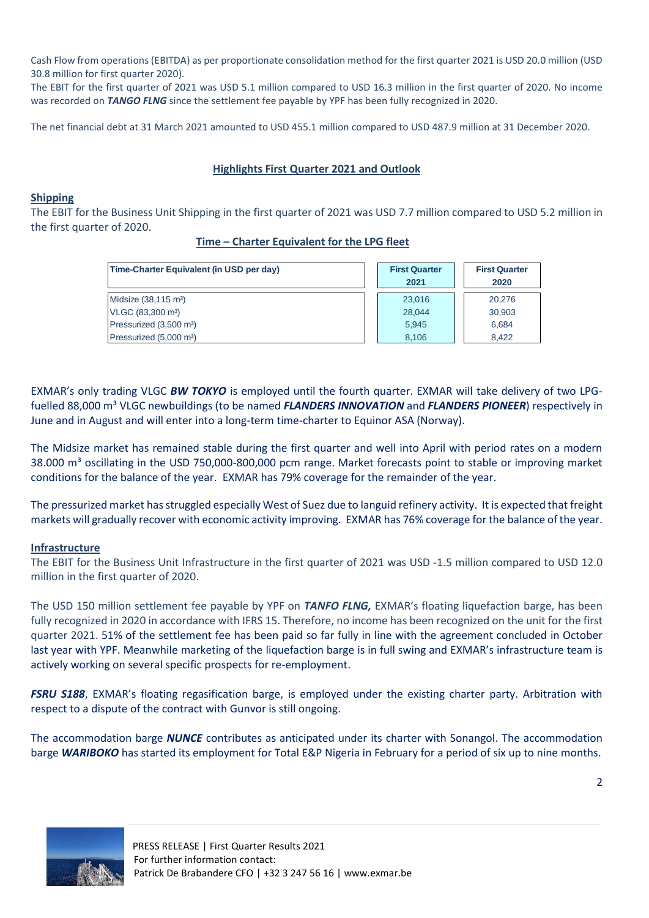Cash Flow from operations (EBITDA) as per proportionate consolidation method for the first quarter 2021 is USD 20.0 million (USD 30.8 million for first quarter 2020).
The EBIT for the first quarter of 2021 was USD 5.1 million compared to USD 16.3 million in the first quarter of 2020. No income was recorded on ***TANGO FLNG*** since the settlement fee payable by YPF has been fully recognized in 2020.

The net financial debt at 31 March 2021 amounted to USD 455.1 million compared to USD 487.9 million at 31 December 2020.

## Highlights First Quarter 2021 and Outlook

### Shipping

The EBIT for the Business Unit Shipping in the first quarter of 2021 was USD 7.7 million compared to USD 5.2 million in the first quarter of 2020.

**Time – Charter Equivalent for the LPG fleet**

| Time-Charter Equivalent (in USD per day) | First Quarter 2021 | First Quarter 2020 |
|---|---|---|
| Midsize (38,115 m³) | 23,016 | 20,276 |
| VLGC (83,300 m³) | 28,044 | 30,903 |
| Pressurized (3,500 m³) | 5,945 | 6,684 |
| Pressurized (5,000 m³) | 8,106 | 8,422 |

EXMAR's only trading VLGC ***BW TOKYO*** is employed until the fourth quarter. EXMAR will take delivery of two LPG-fuelled 88,000 m³ VLGC newbuildings (to be named ***FLANDERS INNOVATION*** and ***FLANDERS PIONEER***) respectively in June and in August and will enter into a long-term time-charter to Equinor ASA (Norway).

The Midsize market has remained stable during the first quarter and well into April with period rates on a modern 38.000 m³ oscillating in the USD 750,000-800,000 pcm range. Market forecasts point to stable or improving market conditions for the balance of the year. EXMAR has 79% coverage for the remainder of the year.

The pressurized market has struggled especially West of Suez due to languid refinery activity. It is expected that freight markets will gradually recover with economic activity improving. EXMAR has 76% coverage for the balance of the year.

### Infrastructure

The EBIT for the Business Unit Infrastructure in the first quarter of 2021 was USD -1.5 million compared to USD 12.0 million in the first quarter of 2020.

The USD 150 million settlement fee payable by YPF on ***TANFO FLNG,*** EXMAR's floating liquefaction barge, has been fully recognized in 2020 in accordance with IFRS 15. Therefore, no income has been recognized on the unit for the first quarter 2021. 51% of the settlement fee has been paid so far fully in line with the agreement concluded in October last year with YPF. Meanwhile marketing of the liquefaction barge is in full swing and EXMAR's infrastructure team is actively working on several specific prospects for re-employment.

***FSRU S188***, EXMAR's floating regasification barge, is employed under the existing charter party. Arbitration with respect to a dispute of the contract with Gunvor is still ongoing.

The accommodation barge ***NUNCE*** contributes as anticipated under its charter with Sonangol. The accommodation barge ***WARIBOKO*** has started its employment for Total E&P Nigeria in February for a period of six up to nine months.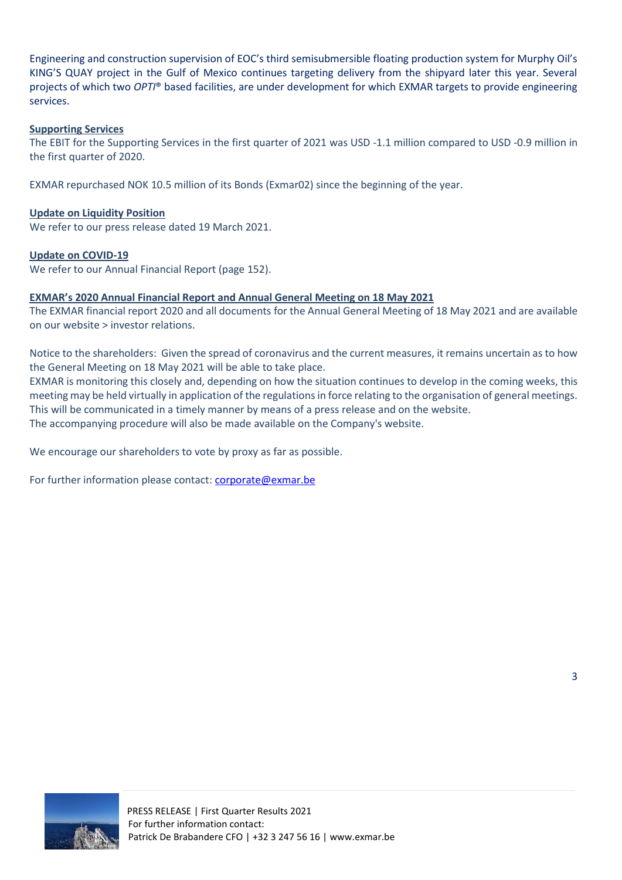Engineering and construction supervision of EOC's third semisubmersible floating production system for Murphy Oil's KING'S QUAY project in the Gulf of Mexico continues targeting delivery from the shipyard later this year. Several projects of which two *OPTI*® based facilities, are under development for which EXMAR targets to provide engineering services.

**Supporting Services**

The EBIT for the Supporting Services in the first quarter of 2021 was USD -1.1 million compared to USD -0.9 million in the first quarter of 2020.

EXMAR repurchased NOK 10.5 million of its Bonds (Exmar02) since the beginning of the year.

**Update on Liquidity Position**

We refer to our press release dated 19 March 2021.

**Update on COVID-19**

We refer to our Annual Financial Report (page 152).

**EXMAR's 2020 Annual Financial Report and Annual General Meeting on 18 May 2021**

The EXMAR financial report 2020 and all documents for the Annual General Meeting of 18 May 2021 and are available on our website > investor relations.

Notice to the shareholders: Given the spread of coronavirus and the current measures, it remains uncertain as to how the General Meeting on 18 May 2021 will be able to take place.
EXMAR is monitoring this closely and, depending on how the situation continues to develop in the coming weeks, this meeting may be held virtually in application of the regulations in force relating to the organisation of general meetings. This will be communicated in a timely manner by means of a press release and on the website.
The accompanying procedure will also be made available on the Company's website.

We encourage our shareholders to vote by proxy as far as possible.

For further information please contact: corporate@exmar.be